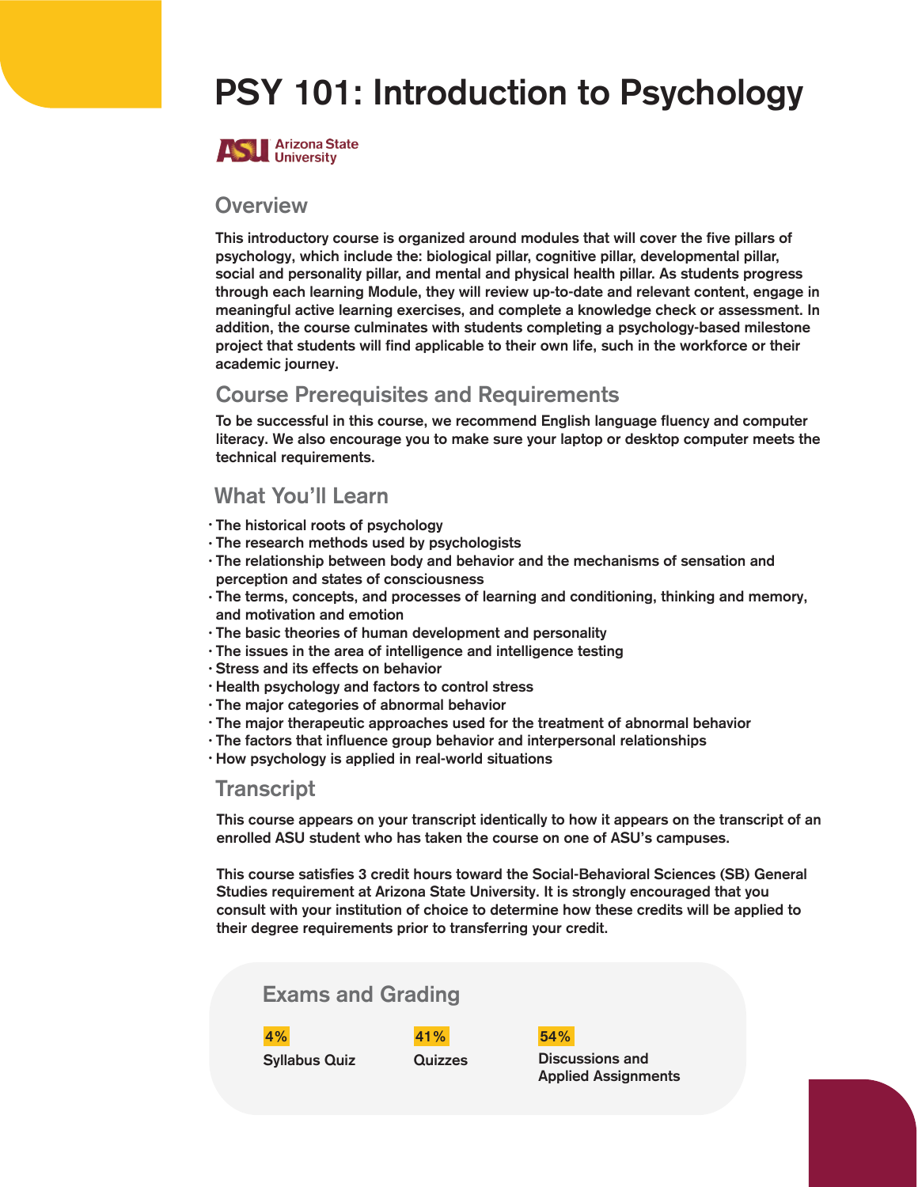# PSY 101: Introduction to Psychology

Arizona State University

## Overview

This introductory course is organized around modules that will cover the five pillars of psychology, which include the: biological pillar, cognitive pillar, developmental pillar, social and personality pillar, and mental and physical health pillar. As students progress through each learning Module, they will review up-to-date and relevant content, engage in meaningful active learning exercises, and complete a knowledge check or assessment. In addition, the course culminates with students completing a psychology-based milestone project that students will find applicable to their own life, such in the workforce or their academic journey.

## Course Prerequisites and Requirements

To be successful in this course, we recommend English language fluency and computer literacy. We also encourage you to make sure your laptop or desktop computer meets the technical requirements.

## What You'll Learn

- The historical roots of psychology
- The research methods used by psychologists
- The relationship between body and behavior and the mechanisms of sensation and perception and states of consciousness
- The terms, concepts, and processes of learning and conditioning, thinking and memory, and motivation and emotion
- The basic theories of human development and personality
- The issues in the area of intelligence and intelligence testing
- Stress and its effects on behavior
- Health psychology and factors to control stress
- The major categories of abnormal behavior
- The major therapeutic approaches used for the treatment of abnormal behavior
- The factors that influence group behavior and interpersonal relationships
- How psychology is applied in real-world situations

## Transcript

This course appears on your transcript identically to how it appears on the transcript of an enrolled ASU student who has taken the course on one of ASU's campuses.

This course satisfies 3 credit hours toward the Social-Behavioral Sciences (SB) General Studies requirement at Arizona State University. It is strongly encouraged that you consult with your institution of choice to determine how these credits will be applied to their degree requirements prior to transferring your credit.

## Exams and Grading

| 4% | 41% | 54% |
|---|---|---|
| Syllabus Quiz | Quizzes | Discussions and Applied Assignments |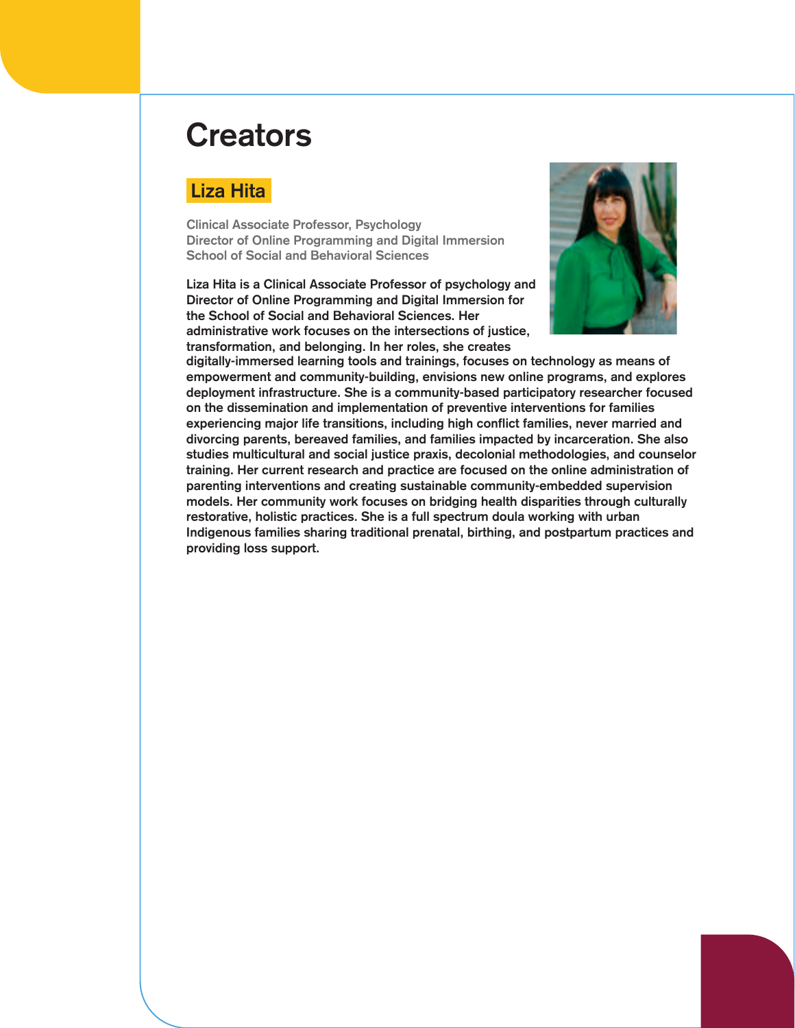# Creators

## Liza Hita

Clinical Associate Professor, Psychology
Director of Online Programming and Digital Immersion
School of Social and Behavioral Sciences

**Liza Hita is a Clinical Associate Professor of psychology and Director of Online Programming and Digital Immersion for the School of Social and Behavioral Sciences. Her administrative work focuses on the intersections of justice, transformation, and belonging. In her roles, she creates digitally-immersed learning tools and trainings, focuses on technology as means of empowerment and community-building, envisions new online programs, and explores deployment infrastructure. She is a community-based participatory researcher focused on the dissemination and implementation of preventive interventions for families experiencing major life transitions, including high conflict families, never married and divorcing parents, bereaved families, and families impacted by incarceration. She also studies multicultural and social justice praxis, decolonial methodologies, and counselor training. Her current research and practice are focused on the online administration of parenting interventions and creating sustainable community-embedded supervision models. Her community work focuses on bridging health disparities through culturally restorative, holistic practices. She is a full spectrum doula working with urban Indigenous families sharing traditional prenatal, birthing, and postpartum practices and providing loss support.**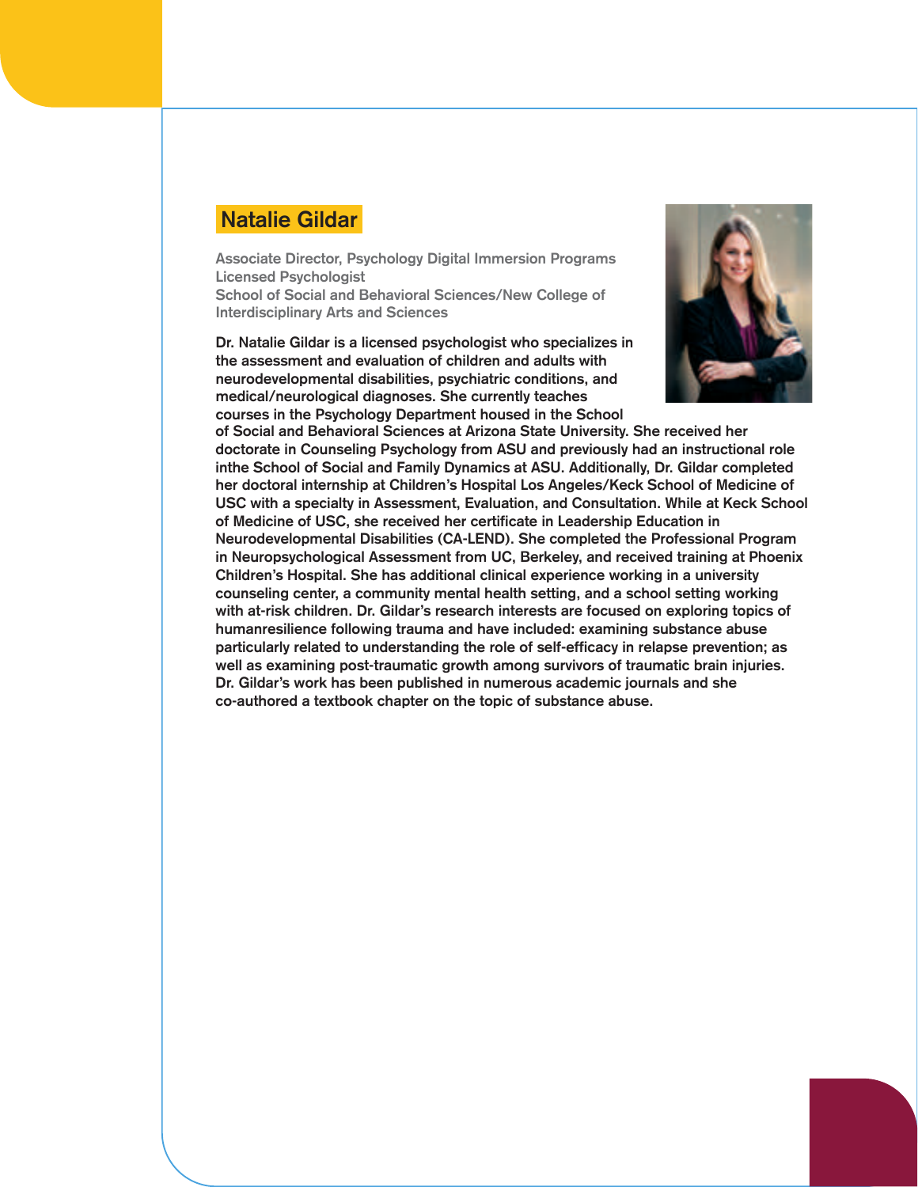## Natalie Gildar

Associate Director, Psychology Digital Immersion Programs
Licensed Psychologist
School of Social and Behavioral Sciences/New College of Interdisciplinary Arts and Sciences

**Dr. Natalie Gildar is a licensed psychologist who specializes in the assessment and evaluation of children and adults with neurodevelopmental disabilities, psychiatric conditions, and medical/neurological diagnoses. She currently teaches courses in the Psychology Department housed in the School of Social and Behavioral Sciences at Arizona State University. She received her doctorate in Counseling Psychology from ASU and previously had an instructional role inthe School of Social and Family Dynamics at ASU. Additionally, Dr. Gildar completed her doctoral internship at Children's Hospital Los Angeles/Keck School of Medicine of USC with a specialty in Assessment, Evaluation, and Consultation. While at Keck School of Medicine of USC, she received her certificate in Leadership Education in Neurodevelopmental Disabilities (CA-LEND). She completed the Professional Program in Neuropsychological Assessment from UC, Berkeley, and received training at Phoenix Children's Hospital. She has additional clinical experience working in a university counseling center, a community mental health setting, and a school setting working with at-risk children. Dr. Gildar's research interests are focused on exploring topics of humanresilience following trauma and have included: examining substance abuse particularly related to understanding the role of self-efficacy in relapse prevention; as well as examining post-traumatic growth among survivors of traumatic brain injuries. Dr. Gildar's work has been published in numerous academic journals and she co-authored a textbook chapter on the topic of substance abuse.**